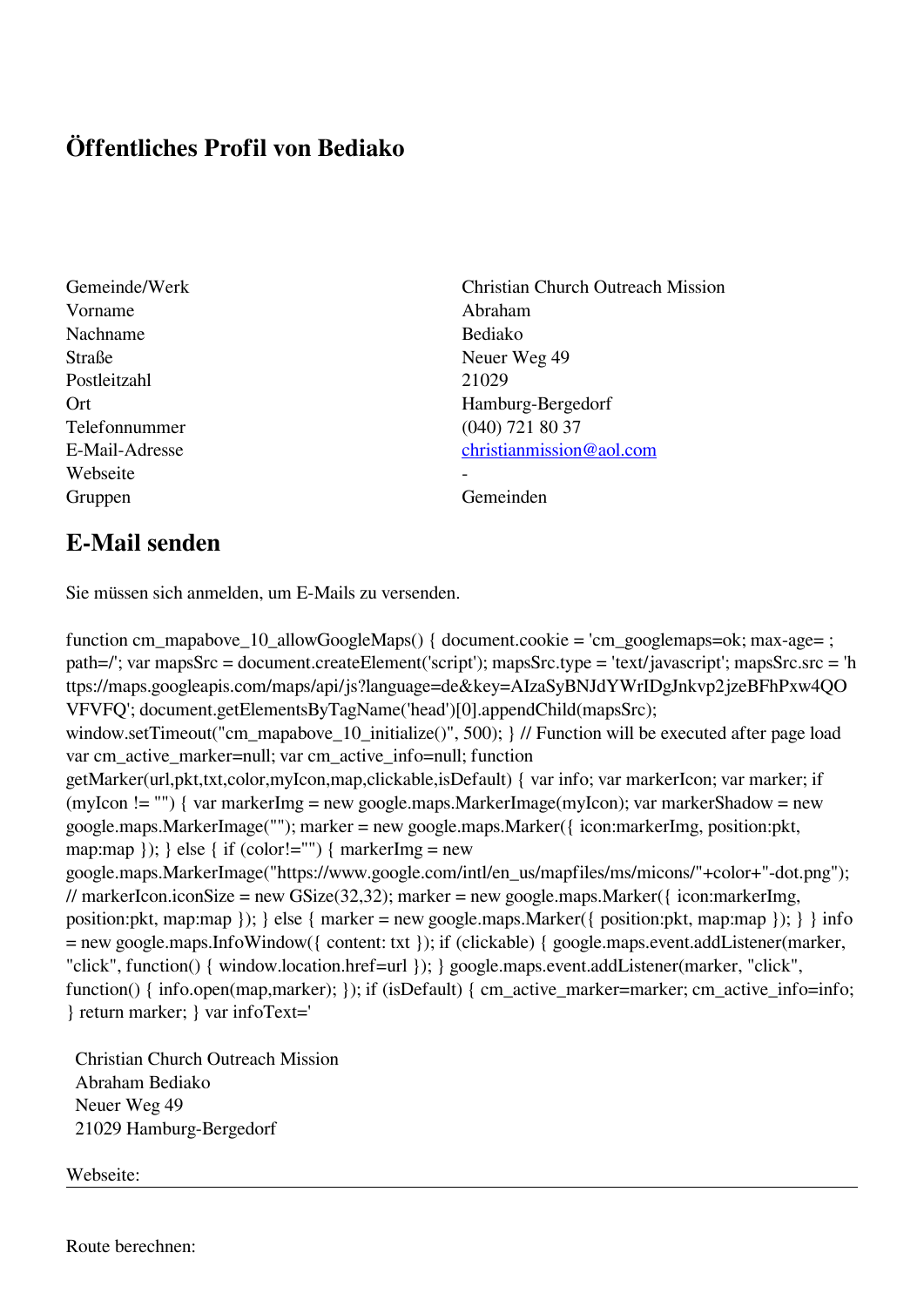# Öffentliches Profil von Bediako

| | |
|---|---|
| Gemeinde/Werk | Christian Church Outreach Mission |
| Vorname | Abraham |
| Nachname | Bediako |
| Straße | Neuer Weg 49 |
| Postleitzahl | 21029 |
| Ort | Hamburg-Bergedorf |
| Telefonnummer | (040) 721 80 37 |
| E-Mail-Adresse | christianmission@aol.com |
| Webseite | - |
| Gruppen | Gemeinden |

## E-Mail senden

Sie müssen sich anmelden, um E-Mails zu versenden.

```
function cm_mapabove_10_allowGoogleMaps() { document.cookie = 'cm_googlemaps=ok; max-age= ; path=/'; var mapsSrc = document.createElement('script'); mapsSrc.type = 'text/javascript'; mapsSrc.src = 'https://maps.googleapis.com/maps/api/js?language=de&key=AIzaSyBNJdYWrIDgJnkvp2jzeBFhPxw4QOVFVFQ'; document.getElementsByTagName('head')[0].appendChild(mapsSrc); window.setTimeout("cm_mapabove_10_initialize()", 500); } // Function will be executed after page load var cm_active_marker=null; var cm_active_info=null; function getMarker(url,pkt,txt,color,myIcon,map,clickable,isDefault) { var info; var markerIcon; var marker; if (myIcon != "") { var markerImg = new google.maps.MarkerImage(myIcon); var markerShadow = new google.maps.MarkerImage(""); marker = new google.maps.Marker({ icon:markerImg, position:pkt, map:map }); } else { if (color!="") { markerImg = new google.maps.MarkerImage("https://www.google.com/intl/en_us/mapfiles/ms/micons/"+color+"-dot.png"); // markerIcon.iconSize = new GSize(32,32); marker = new google.maps.Marker({ icon:markerImg, position:pkt, map:map }); } else { marker = new google.maps.Marker({ position:pkt, map:map }); } } info = new google.maps.InfoWindow({ content: txt }); if (clickable) { google.maps.event.addListener(marker, "click", function() { window.location.href=url }); } google.maps.event.addListener(marker, "click", function() { info.open(map,marker); }); if (isDefault) { cm_active_marker=marker; cm_active_info=info; } return marker; } var infoText='
```

Christian Church Outreach Mission
Abraham Bediako
Neuer Weg 49
21029 Hamburg-Bergedorf

Webseite:

---

Route berechnen: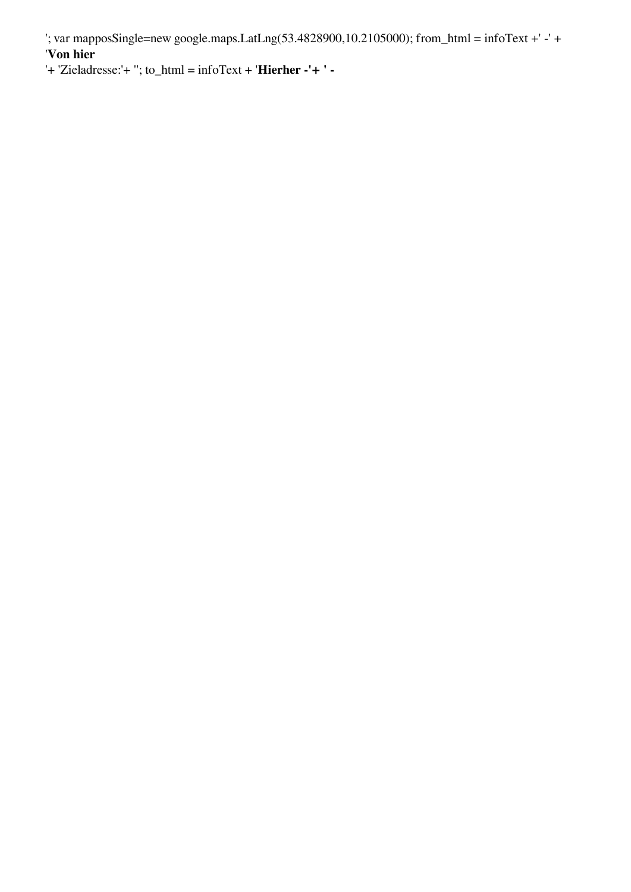'; var mapposSingle=new google.maps.LatLng(53.4828900,10.2105000); from_html = infoText +' -' +
'**Von hier**
'+ 'Zieladresse:'+ ''; to_html = infoText + '**Hierher -'+ ' -**